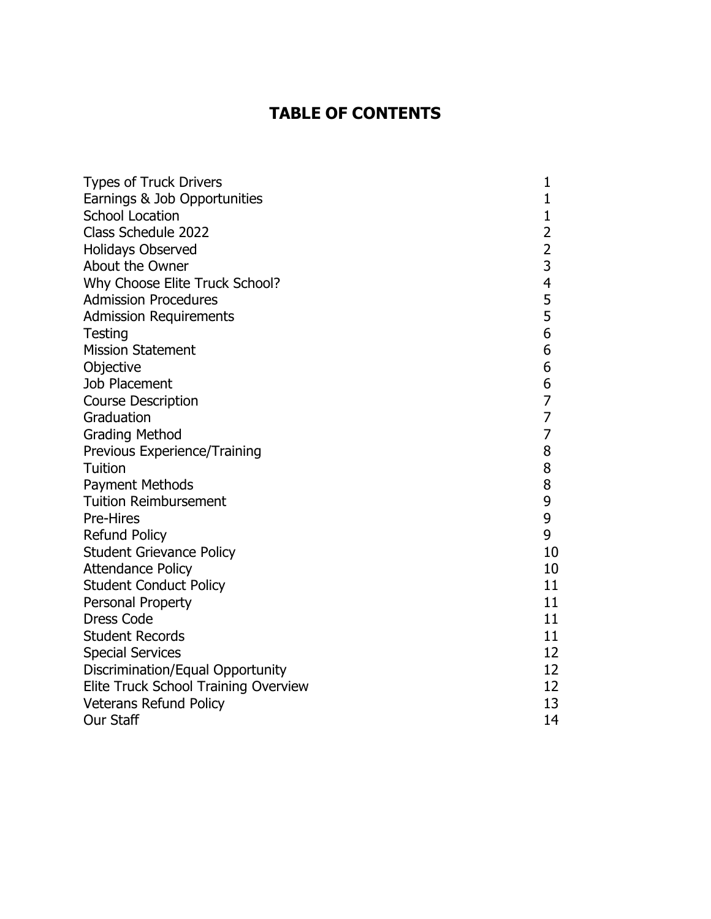# TABLE OF CONTENTS

| | |
|---|---|
| Types of Truck Drivers | 1 |
| Earnings & Job Opportunities | 1 |
| School Location | 1 |
| Class Schedule 2022 | 2 |
| Holidays Observed | 2 |
| About the Owner | 3 |
| Why Choose Elite Truck School? | 4 |
| Admission Procedures | 5 |
| Admission Requirements | 5 |
| Testing | 6 |
| Mission Statement | 6 |
| Objective | 6 |
| Job Placement | 6 |
| Course Description | 7 |
| Graduation | 7 |
| Grading Method | 7 |
| Previous Experience/Training | 8 |
| Tuition | 8 |
| Payment Methods | 8 |
| Tuition Reimbursement | 9 |
| Pre-Hires | 9 |
| Refund Policy | 9 |
| Student Grievance Policy | 10 |
| Attendance Policy | 10 |
| Student Conduct Policy | 11 |
| Personal Property | 11 |
| Dress Code | 11 |
| Student Records | 11 |
| Special Services | 12 |
| Discrimination/Equal Opportunity | 12 |
| Elite Truck School Training Overview | 12 |
| Veterans Refund Policy | 13 |
| Our Staff | 14 |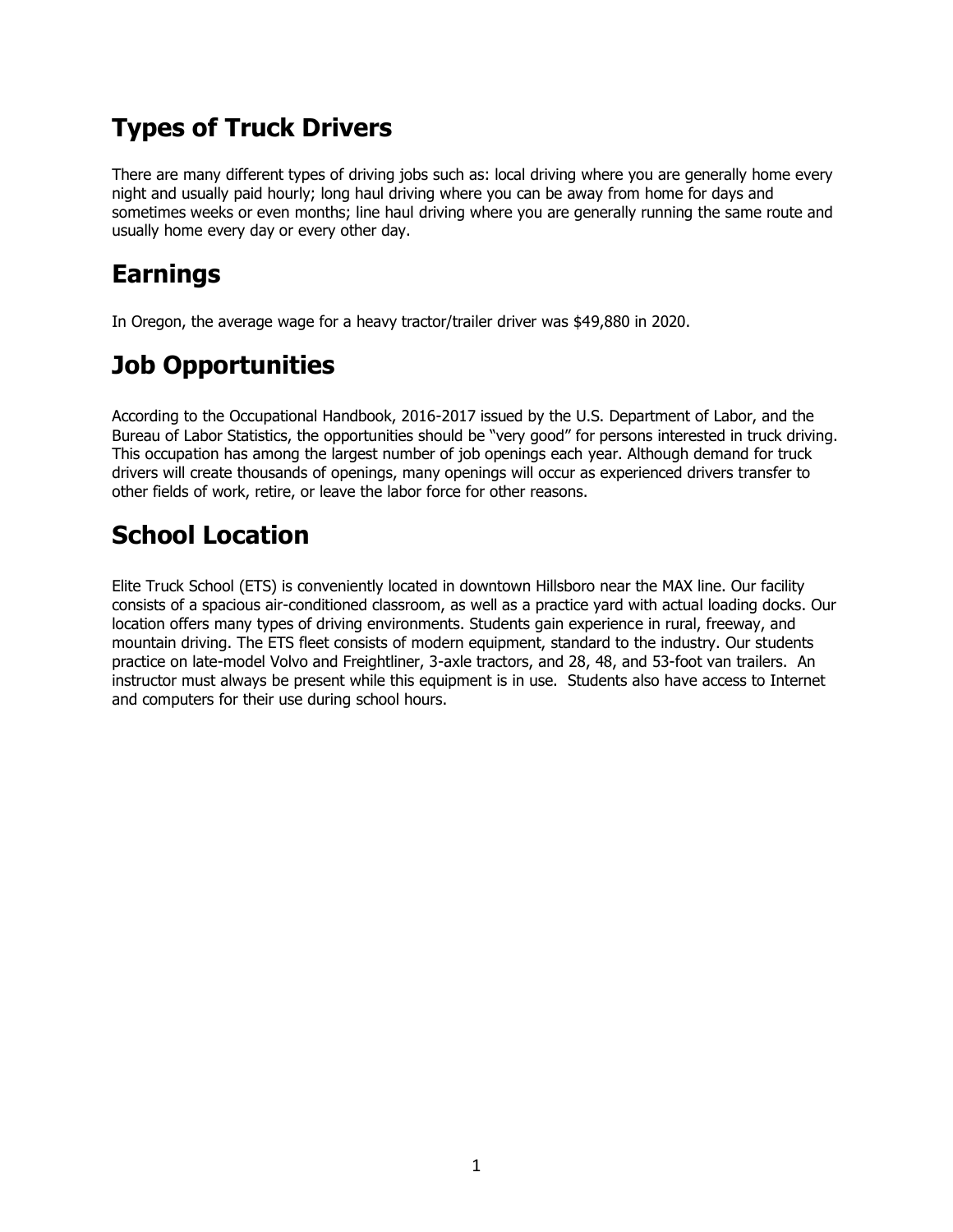# Types of Truck Drivers

There are many different types of driving jobs such as: local driving where you are generally home every night and usually paid hourly; long haul driving where you can be away from home for days and sometimes weeks or even months; line haul driving where you are generally running the same route and usually home every day or every other day.

# Earnings

In Oregon, the average wage for a heavy tractor/trailer driver was $49,880 in 2020.

# Job Opportunities

According to the Occupational Handbook, 2016-2017 issued by the U.S. Department of Labor, and the Bureau of Labor Statistics, the opportunities should be "very good" for persons interested in truck driving. This occupation has among the largest number of job openings each year. Although demand for truck drivers will create thousands of openings, many openings will occur as experienced drivers transfer to other fields of work, retire, or leave the labor force for other reasons.

# School Location

Elite Truck School (ETS) is conveniently located in downtown Hillsboro near the MAX line. Our facility consists of a spacious air-conditioned classroom, as well as a practice yard with actual loading docks. Our location offers many types of driving environments. Students gain experience in rural, freeway, and mountain driving. The ETS fleet consists of modern equipment, standard to the industry. Our students practice on late-model Volvo and Freightliner, 3-axle tractors, and 28, 48, and 53-foot van trailers. An instructor must always be present while this equipment is in use. Students also have access to Internet and computers for their use during school hours.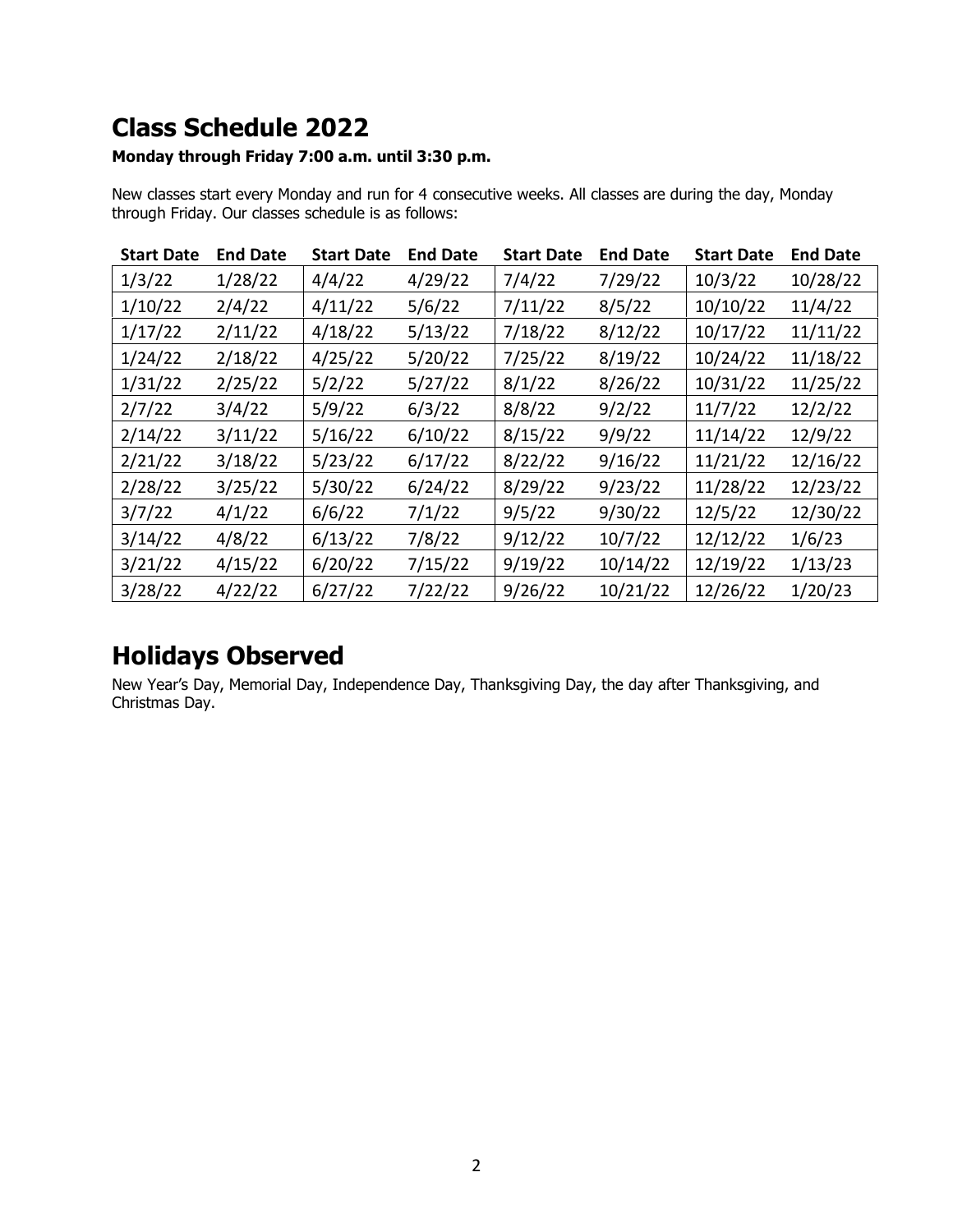## Class Schedule 2022

**Monday through Friday 7:00 a.m. until 3:30 p.m.**

New classes start every Monday and run for 4 consecutive weeks. All classes are during the day, Monday through Friday. Our classes schedule is as follows:

| Start Date | End Date | Start Date | End Date | Start Date | End Date | Start Date | End Date |
|---|---|---|---|---|---|---|---|
| 1/3/22 | 1/28/22 | 4/4/22 | 4/29/22 | 7/4/22 | 7/29/22 | 10/3/22 | 10/28/22 |
| 1/10/22 | 2/4/22 | 4/11/22 | 5/6/22 | 7/11/22 | 8/5/22 | 10/10/22 | 11/4/22 |
| 1/17/22 | 2/11/22 | 4/18/22 | 5/13/22 | 7/18/22 | 8/12/22 | 10/17/22 | 11/11/22 |
| 1/24/22 | 2/18/22 | 4/25/22 | 5/20/22 | 7/25/22 | 8/19/22 | 10/24/22 | 11/18/22 |
| 1/31/22 | 2/25/22 | 5/2/22 | 5/27/22 | 8/1/22 | 8/26/22 | 10/31/22 | 11/25/22 |
| 2/7/22 | 3/4/22 | 5/9/22 | 6/3/22 | 8/8/22 | 9/2/22 | 11/7/22 | 12/2/22 |
| 2/14/22 | 3/11/22 | 5/16/22 | 6/10/22 | 8/15/22 | 9/9/22 | 11/14/22 | 12/9/22 |
| 2/21/22 | 3/18/22 | 5/23/22 | 6/17/22 | 8/22/22 | 9/16/22 | 11/21/22 | 12/16/22 |
| 2/28/22 | 3/25/22 | 5/30/22 | 6/24/22 | 8/29/22 | 9/23/22 | 11/28/22 | 12/23/22 |
| 3/7/22 | 4/1/22 | 6/6/22 | 7/1/22 | 9/5/22 | 9/30/22 | 12/5/22 | 12/30/22 |
| 3/14/22 | 4/8/22 | 6/13/22 | 7/8/22 | 9/12/22 | 10/7/22 | 12/12/22 | 1/6/23 |
| 3/21/22 | 4/15/22 | 6/20/22 | 7/15/22 | 9/19/22 | 10/14/22 | 12/19/22 | 1/13/23 |
| 3/28/22 | 4/22/22 | 6/27/22 | 7/22/22 | 9/26/22 | 10/21/22 | 12/26/22 | 1/20/23 |

## Holidays Observed

New Year's Day, Memorial Day, Independence Day, Thanksgiving Day, the day after Thanksgiving, and Christmas Day.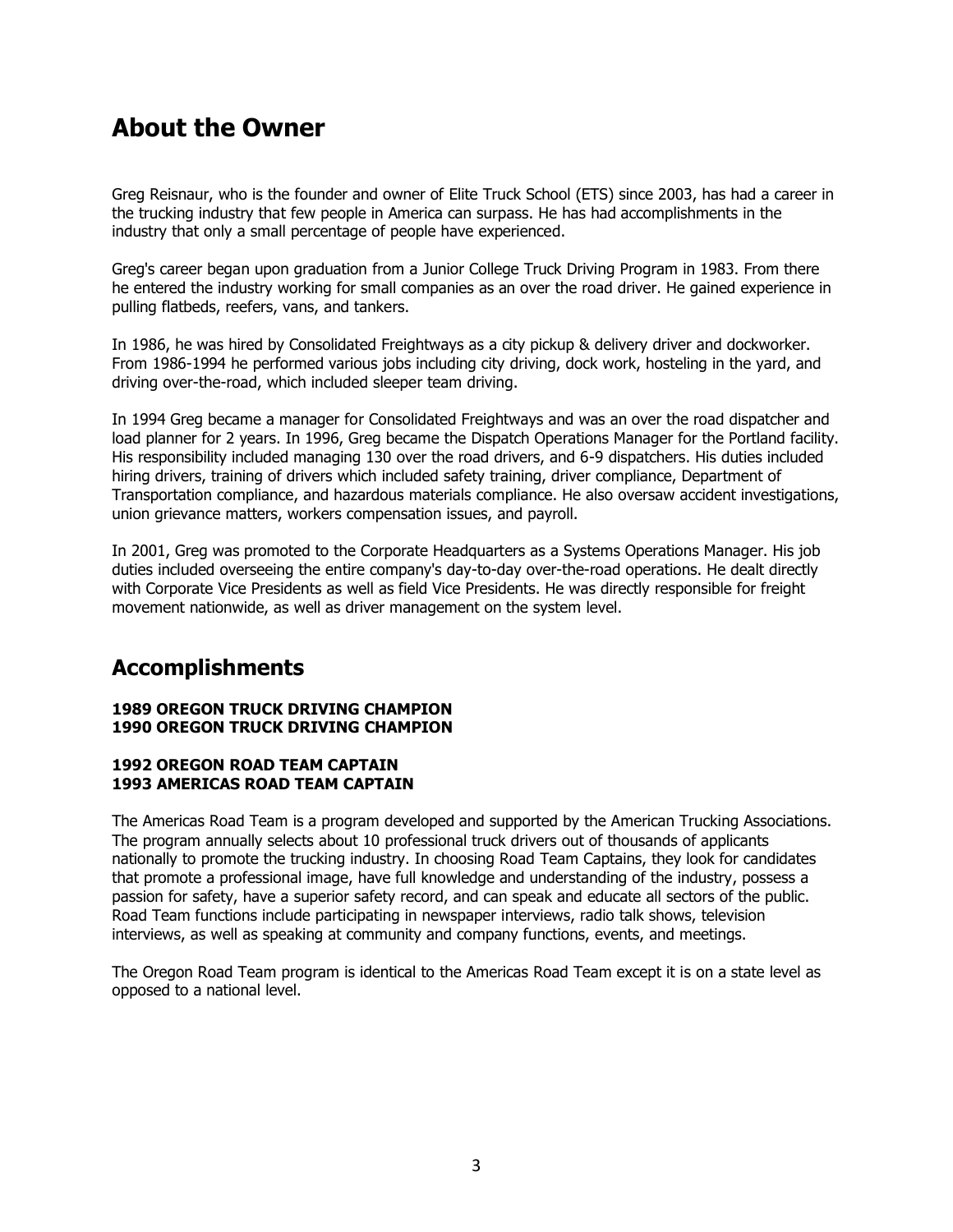# About the Owner

Greg Reisnaur, who is the founder and owner of Elite Truck School (ETS) since 2003, has had a career in the trucking industry that few people in America can surpass. He has had accomplishments in the industry that only a small percentage of people have experienced.

Greg's career began upon graduation from a Junior College Truck Driving Program in 1983. From there he entered the industry working for small companies as an over the road driver. He gained experience in pulling flatbeds, reefers, vans, and tankers.

In 1986, he was hired by Consolidated Freightways as a city pickup & delivery driver and dockworker. From 1986-1994 he performed various jobs including city driving, dock work, hosteling in the yard, and driving over-the-road, which included sleeper team driving.

In 1994 Greg became a manager for Consolidated Freightways and was an over the road dispatcher and load planner for 2 years. In 1996, Greg became the Dispatch Operations Manager for the Portland facility. His responsibility included managing 130 over the road drivers, and 6-9 dispatchers. His duties included hiring drivers, training of drivers which included safety training, driver compliance, Department of Transportation compliance, and hazardous materials compliance. He also oversaw accident investigations, union grievance matters, workers compensation issues, and payroll.

In 2001, Greg was promoted to the Corporate Headquarters as a Systems Operations Manager. His job duties included overseeing the entire company's day-to-day over-the-road operations. He dealt directly with Corporate Vice Presidents as well as field Vice Presidents. He was directly responsible for freight movement nationwide, as well as driver management on the system level.

# Accomplishments

**1989 OREGON TRUCK DRIVING CHAMPION**
**1990 OREGON TRUCK DRIVING CHAMPION**

**1992 OREGON ROAD TEAM CAPTAIN**
**1993 AMERICAS ROAD TEAM CAPTAIN**

The Americas Road Team is a program developed and supported by the American Trucking Associations. The program annually selects about 10 professional truck drivers out of thousands of applicants nationally to promote the trucking industry. In choosing Road Team Captains, they look for candidates that promote a professional image, have full knowledge and understanding of the industry, possess a passion for safety, have a superior safety record, and can speak and educate all sectors of the public. Road Team functions include participating in newspaper interviews, radio talk shows, television interviews, as well as speaking at community and company functions, events, and meetings.

The Oregon Road Team program is identical to the Americas Road Team except it is on a state level as opposed to a national level.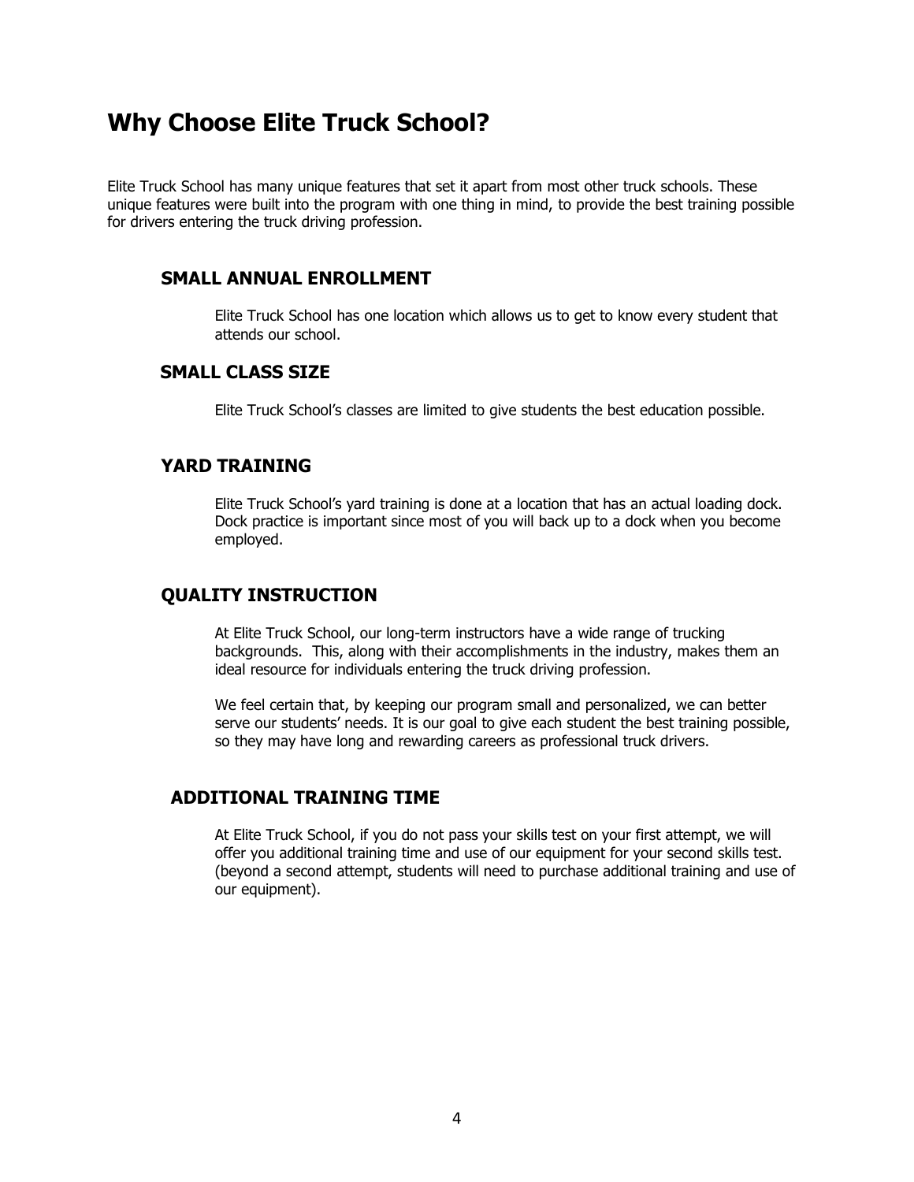# Why Choose Elite Truck School?

Elite Truck School has many unique features that set it apart from most other truck schools. These unique features were built into the program with one thing in mind, to provide the best training possible for drivers entering the truck driving profession.

## SMALL ANNUAL ENROLLMENT

Elite Truck School has one location which allows us to get to know every student that attends our school.

## SMALL CLASS SIZE

Elite Truck School's classes are limited to give students the best education possible.

## YARD TRAINING

Elite Truck School's yard training is done at a location that has an actual loading dock. Dock practice is important since most of you will back up to a dock when you become employed.

## QUALITY INSTRUCTION

At Elite Truck School, our long-term instructors have a wide range of trucking backgrounds. This, along with their accomplishments in the industry, makes them an ideal resource for individuals entering the truck driving profession.

We feel certain that, by keeping our program small and personalized, we can better serve our students' needs. It is our goal to give each student the best training possible, so they may have long and rewarding careers as professional truck drivers.

## ADDITIONAL TRAINING TIME

At Elite Truck School, if you do not pass your skills test on your first attempt, we will offer you additional training time and use of our equipment for your second skills test. (beyond a second attempt, students will need to purchase additional training and use of our equipment).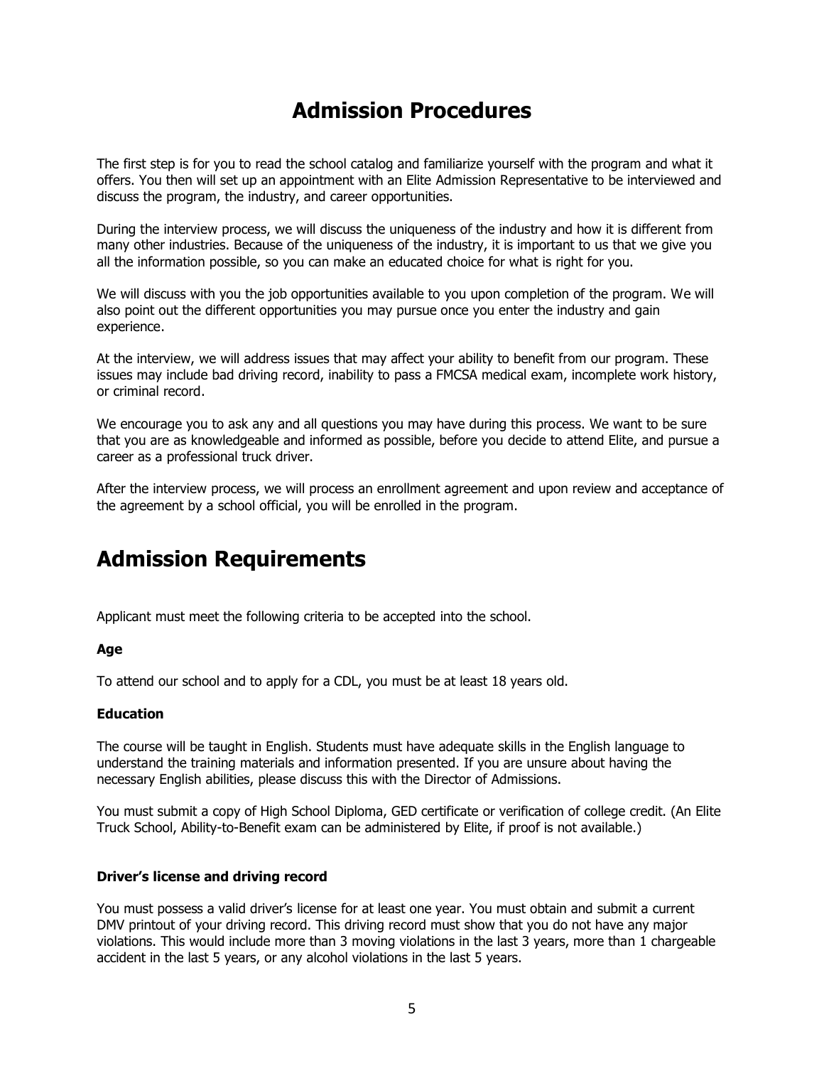# Admission Procedures

The first step is for you to read the school catalog and familiarize yourself with the program and what it offers. You then will set up an appointment with an Elite Admission Representative to be interviewed and discuss the program, the industry, and career opportunities.

During the interview process, we will discuss the uniqueness of the industry and how it is different from many other industries. Because of the uniqueness of the industry, it is important to us that we give you all the information possible, so you can make an educated choice for what is right for you.

We will discuss with you the job opportunities available to you upon completion of the program. We will also point out the different opportunities you may pursue once you enter the industry and gain experience.

At the interview, we will address issues that may affect your ability to benefit from our program. These issues may include bad driving record, inability to pass a FMCSA medical exam, incomplete work history, or criminal record.

We encourage you to ask any and all questions you may have during this process. We want to be sure that you are as knowledgeable and informed as possible, before you decide to attend Elite, and pursue a career as a professional truck driver.

After the interview process, we will process an enrollment agreement and upon review and acceptance of the agreement by a school official, you will be enrolled in the program.

# Admission Requirements

Applicant must meet the following criteria to be accepted into the school.

**Age**

To attend our school and to apply for a CDL, you must be at least 18 years old.

**Education**

The course will be taught in English. Students must have adequate skills in the English language to understand the training materials and information presented. If you are unsure about having the necessary English abilities, please discuss this with the Director of Admissions.

You must submit a copy of High School Diploma, GED certificate or verification of college credit. (An Elite Truck School, Ability-to-Benefit exam can be administered by Elite, if proof is not available.)

**Driver's license and driving record**

You must possess a valid driver's license for at least one year. You must obtain and submit a current DMV printout of your driving record. This driving record must show that you do not have any major violations. This would include more than 3 moving violations in the last 3 years, more than 1 chargeable accident in the last 5 years, or any alcohol violations in the last 5 years.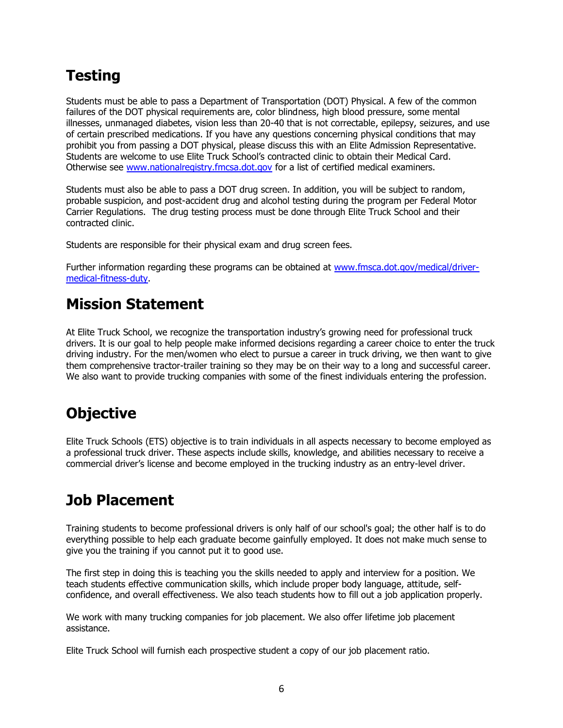## Testing

Students must be able to pass a Department of Transportation (DOT) Physical. A few of the common failures of the DOT physical requirements are, color blindness, high blood pressure, some mental illnesses, unmanaged diabetes, vision less than 20-40 that is not correctable, epilepsy, seizures, and use of certain prescribed medications. If you have any questions concerning physical conditions that may prohibit you from passing a DOT physical, please discuss this with an Elite Admission Representative. Students are welcome to use Elite Truck School's contracted clinic to obtain their Medical Card. Otherwise see [www.nationalregistry.fmcsa.dot.gov](http://www.nationalregistry.fmcsa.dot.gov) for a list of certified medical examiners.

Students must also be able to pass a DOT drug screen. In addition, you will be subject to random, probable suspicion, and post-accident drug and alcohol testing during the program per Federal Motor Carrier Regulations. The drug testing process must be done through Elite Truck School and their contracted clinic.

Students are responsible for their physical exam and drug screen fees.

Further information regarding these programs can be obtained at [www.fmsca.dot.gov/medical/driver-medical-fitness-duty](http://www.fmsca.dot.gov/medical/driver-medical-fitness-duty).

## Mission Statement

At Elite Truck School, we recognize the transportation industry's growing need for professional truck drivers. It is our goal to help people make informed decisions regarding a career choice to enter the truck driving industry. For the men/women who elect to pursue a career in truck driving, we then want to give them comprehensive tractor-trailer training so they may be on their way to a long and successful career. We also want to provide trucking companies with some of the finest individuals entering the profession.

## Objective

Elite Truck Schools (ETS) objective is to train individuals in all aspects necessary to become employed as a professional truck driver. These aspects include skills, knowledge, and abilities necessary to receive a commercial driver's license and become employed in the trucking industry as an entry-level driver.

## Job Placement

Training students to become professional drivers is only half of our school's goal; the other half is to do everything possible to help each graduate become gainfully employed. It does not make much sense to give you the training if you cannot put it to good use.

The first step in doing this is teaching you the skills needed to apply and interview for a position. We teach students effective communication skills, which include proper body language, attitude, self-confidence, and overall effectiveness. We also teach students how to fill out a job application properly.

We work with many trucking companies for job placement. We also offer lifetime job placement assistance.

Elite Truck School will furnish each prospective student a copy of our job placement ratio.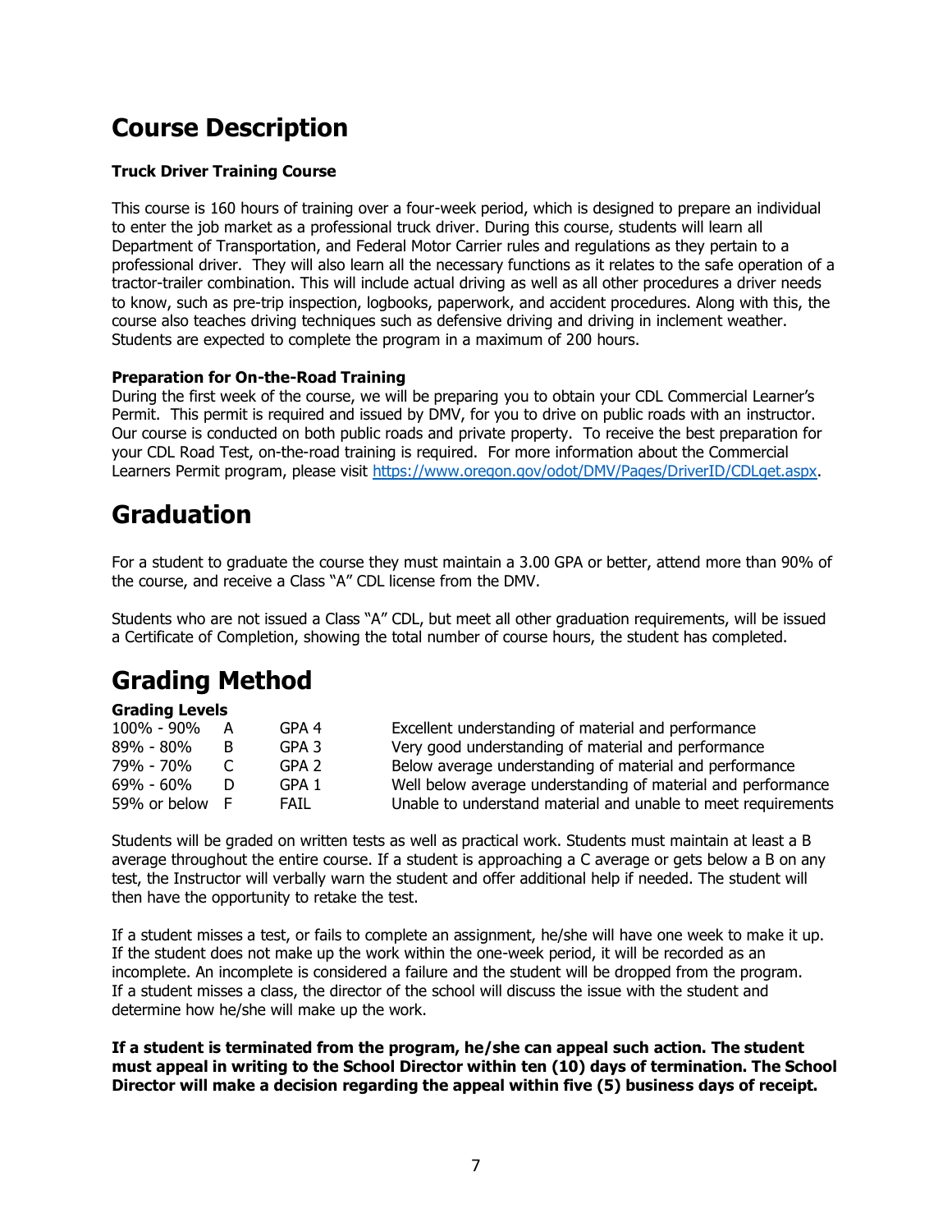# Course Description

**Truck Driver Training Course**

This course is 160 hours of training over a four-week period, which is designed to prepare an individual to enter the job market as a professional truck driver. During this course, students will learn all Department of Transportation, and Federal Motor Carrier rules and regulations as they pertain to a professional driver. They will also learn all the necessary functions as it relates to the safe operation of a tractor-trailer combination. This will include actual driving as well as all other procedures a driver needs to know, such as pre-trip inspection, logbooks, paperwork, and accident procedures. Along with this, the course also teaches driving techniques such as defensive driving and driving in inclement weather. Students are expected to complete the program in a maximum of 200 hours.

**Preparation for On-the-Road Training**

During the first week of the course, we will be preparing you to obtain your CDL Commercial Learner's Permit. This permit is required and issued by DMV, for you to drive on public roads with an instructor. Our course is conducted on both public roads and private property. To receive the best preparation for your CDL Road Test, on-the-road training is required. For more information about the Commercial Learners Permit program, please visit https://www.oregon.gov/odot/DMV/Pages/DriverID/CDLget.aspx.

# Graduation

For a student to graduate the course they must maintain a 3.00 GPA or better, attend more than 90% of the course, and receive a Class "A" CDL license from the DMV.

Students who are not issued a Class "A" CDL, but meet all other graduation requirements, will be issued a Certificate of Completion, showing the total number of course hours, the student has completed.

# Grading Method

**Grading Levels**

| | | | |
|---|---|---|---|
| 100% - 90% | A | GPA 4 | Excellent understanding of material and performance |
| 89% - 80% | B | GPA 3 | Very good understanding of material and performance |
| 79% - 70% | C | GPA 2 | Below average understanding of material and performance |
| 69% - 60% | D | GPA 1 | Well below average understanding of material and performance |
| 59% or below | F | FAIL | Unable to understand material and unable to meet requirements |

Students will be graded on written tests as well as practical work. Students must maintain at least a B average throughout the entire course. If a student is approaching a C average or gets below a B on any test, the Instructor will verbally warn the student and offer additional help if needed. The student will then have the opportunity to retake the test.

If a student misses a test, or fails to complete an assignment, he/she will have one week to make it up. If the student does not make up the work within the one-week period, it will be recorded as an incomplete. An incomplete is considered a failure and the student will be dropped from the program. If a student misses a class, the director of the school will discuss the issue with the student and determine how he/she will make up the work.

**If a student is terminated from the program, he/she can appeal such action. The student must appeal in writing to the School Director within ten (10) days of termination. The School Director will make a decision regarding the appeal within five (5) business days of receipt.**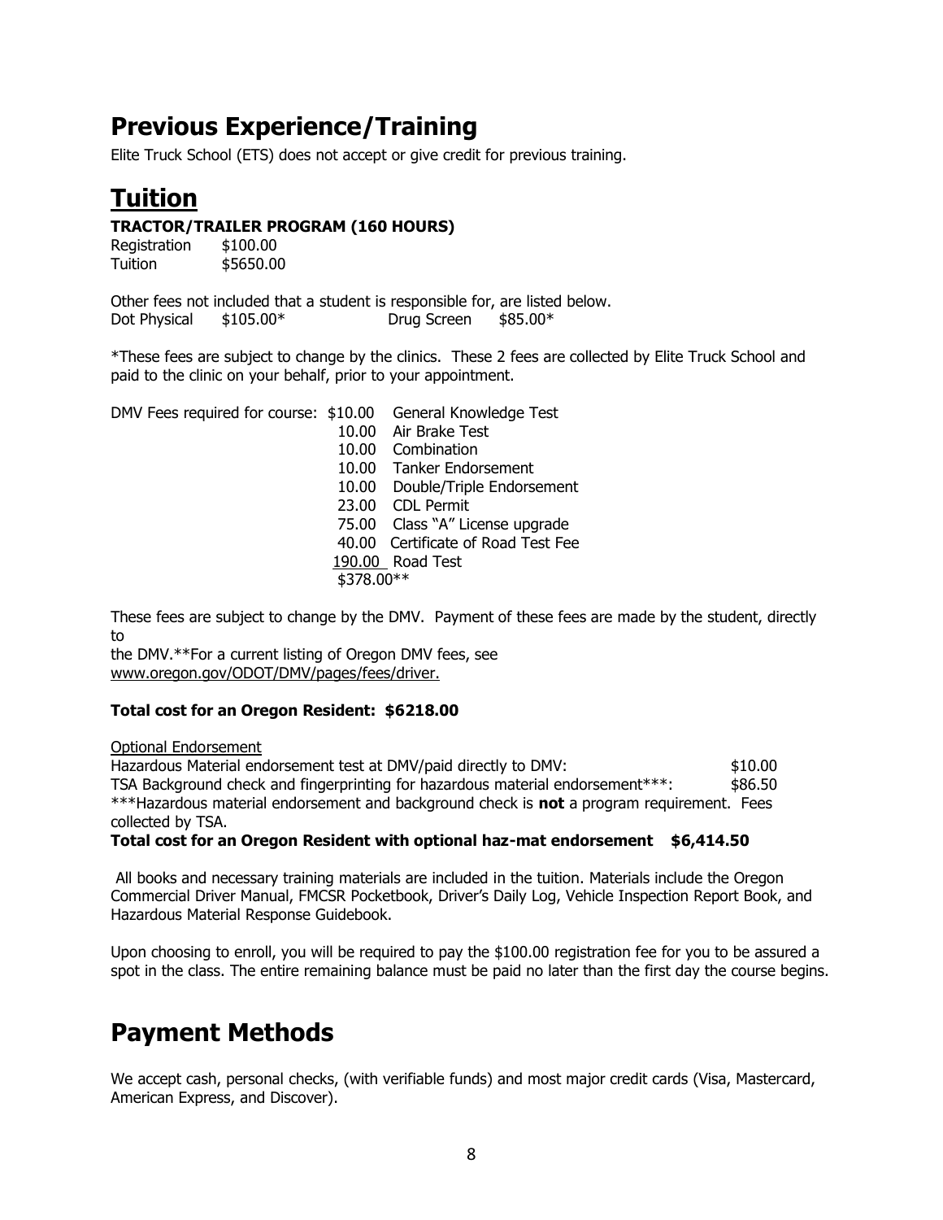# Previous Experience/Training

Elite Truck School (ETS) does not accept or give credit for previous training.

# Tuition

**TRACTOR/TRAILER PROGRAM (160 HOURS)**

Registration $100.00
Tuition $5650.00

Other fees not included that a student is responsible for, are listed below.
Dot Physical $105.00* Drug Screen $85.00*

*These fees are subject to change by the clinics. These 2 fees are collected by Elite Truck School and paid to the clinic on your behalf, prior to your appointment.

| DMV Fees required for course: | | |
|---|---|---|
| | $10.00 | General Knowledge Test |
| | 10.00 | Air Brake Test |
| | 10.00 | Combination |
| | 10.00 | Tanker Endorsement |
| | 10.00 | Double/Triple Endorsement |
| | 23.00 | CDL Permit |
| | 75.00 | Class "A" License upgrade |
| | 40.00 | Certificate of Road Test Fee |
| | 190.00 | Road Test |
| | $378.00** | |

These fees are subject to change by the DMV. Payment of these fees are made by the student, directly to
the DMV.**For a current listing of Oregon DMV fees, see www.oregon.gov/ODOT/DMV/pages/fees/driver.

**Total cost for an Oregon Resident: $6218.00**

Optional Endorsement
Hazardous Material endorsement test at DMV/paid directly to DMV: $10.00
TSA Background check and fingerprinting for hazardous material endorsement***: $86.50
***Hazardous material endorsement and background check is **not** a program requirement. Fees collected by TSA.

**Total cost for an Oregon Resident with optional haz-mat endorsement $6,414.50**

All books and necessary training materials are included in the tuition. Materials include the Oregon Commercial Driver Manual, FMCSR Pocketbook, Driver's Daily Log, Vehicle Inspection Report Book, and Hazardous Material Response Guidebook.

Upon choosing to enroll, you will be required to pay the $100.00 registration fee for you to be assured a spot in the class. The entire remaining balance must be paid no later than the first day the course begins.

# Payment Methods

We accept cash, personal checks, (with verifiable funds) and most major credit cards (Visa, Mastercard, American Express, and Discover).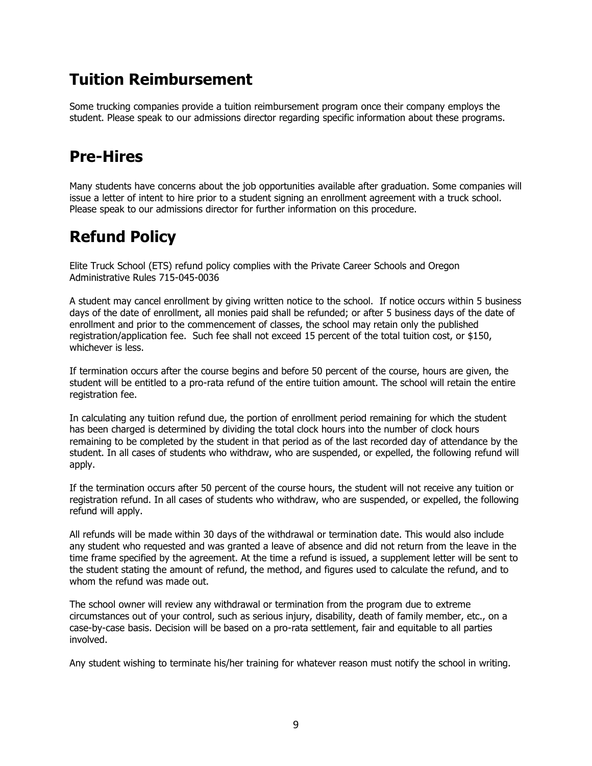## Tuition Reimbursement

Some trucking companies provide a tuition reimbursement program once their company employs the student. Please speak to our admissions director regarding specific information about these programs.

## Pre-Hires

Many students have concerns about the job opportunities available after graduation. Some companies will issue a letter of intent to hire prior to a student signing an enrollment agreement with a truck school. Please speak to our admissions director for further information on this procedure.

## Refund Policy

Elite Truck School (ETS) refund policy complies with the Private Career Schools and Oregon Administrative Rules 715-045-0036

A student may cancel enrollment by giving written notice to the school. If notice occurs within 5 business days of the date of enrollment, all monies paid shall be refunded; or after 5 business days of the date of enrollment and prior to the commencement of classes, the school may retain only the published registration/application fee. Such fee shall not exceed 15 percent of the total tuition cost, or $150, whichever is less.

If termination occurs after the course begins and before 50 percent of the course, hours are given, the student will be entitled to a pro-rata refund of the entire tuition amount. The school will retain the entire registration fee.

In calculating any tuition refund due, the portion of enrollment period remaining for which the student has been charged is determined by dividing the total clock hours into the number of clock hours remaining to be completed by the student in that period as of the last recorded day of attendance by the student. In all cases of students who withdraw, who are suspended, or expelled, the following refund will apply.

If the termination occurs after 50 percent of the course hours, the student will not receive any tuition or registration refund. In all cases of students who withdraw, who are suspended, or expelled, the following refund will apply.

All refunds will be made within 30 days of the withdrawal or termination date. This would also include any student who requested and was granted a leave of absence and did not return from the leave in the time frame specified by the agreement. At the time a refund is issued, a supplement letter will be sent to the student stating the amount of refund, the method, and figures used to calculate the refund, and to whom the refund was made out.

The school owner will review any withdrawal or termination from the program due to extreme circumstances out of your control, such as serious injury, disability, death of family member, etc., on a case-by-case basis. Decision will be based on a pro-rata settlement, fair and equitable to all parties involved.

Any student wishing to terminate his/her training for whatever reason must notify the school in writing.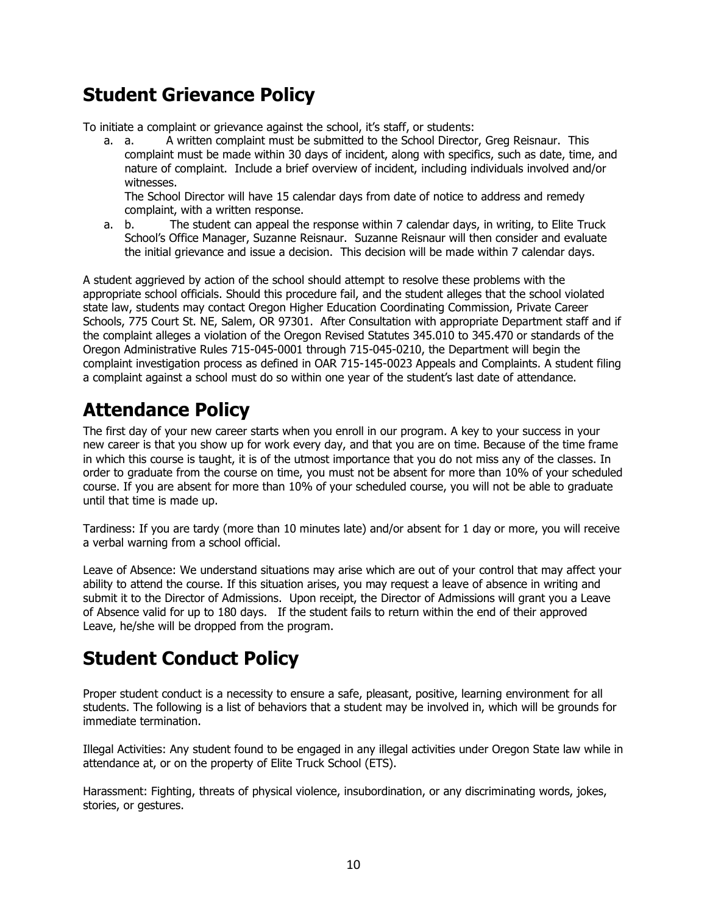## Student Grievance Policy

To initiate a complaint or grievance against the school, it's staff, or students:

a. a. A written complaint must be submitted to the School Director, Greg Reisnaur. This complaint must be made within 30 days of incident, along with specifics, such as date, time, and nature of complaint. Include a brief overview of incident, including individuals involved and/or witnesses.
   The School Director will have 15 calendar days from date of notice to address and remedy complaint, with a written response.

a. b. The student can appeal the response within 7 calendar days, in writing, to Elite Truck School's Office Manager, Suzanne Reisnaur. Suzanne Reisnaur will then consider and evaluate the initial grievance and issue a decision. This decision will be made within 7 calendar days.

A student aggrieved by action of the school should attempt to resolve these problems with the appropriate school officials. Should this procedure fail, and the student alleges that the school violated state law, students may contact Oregon Higher Education Coordinating Commission, Private Career Schools, 775 Court St. NE, Salem, OR 97301. After Consultation with appropriate Department staff and if the complaint alleges a violation of the Oregon Revised Statutes 345.010 to 345.470 or standards of the Oregon Administrative Rules 715-045-0001 through 715-045-0210, the Department will begin the complaint investigation process as defined in OAR 715-145-0023 Appeals and Complaints. A student filing a complaint against a school must do so within one year of the student's last date of attendance.

## Attendance Policy

The first day of your new career starts when you enroll in our program. A key to your success in your new career is that you show up for work every day, and that you are on time. Because of the time frame in which this course is taught, it is of the utmost importance that you do not miss any of the classes. In order to graduate from the course on time, you must not be absent for more than 10% of your scheduled course. If you are absent for more than 10% of your scheduled course, you will not be able to graduate until that time is made up.

Tardiness: If you are tardy (more than 10 minutes late) and/or absent for 1 day or more, you will receive a verbal warning from a school official.

Leave of Absence: We understand situations may arise which are out of your control that may affect your ability to attend the course. If this situation arises, you may request a leave of absence in writing and submit it to the Director of Admissions. Upon receipt, the Director of Admissions will grant you a Leave of Absence valid for up to 180 days. If the student fails to return within the end of their approved Leave, he/she will be dropped from the program.

## Student Conduct Policy

Proper student conduct is a necessity to ensure a safe, pleasant, positive, learning environment for all students. The following is a list of behaviors that a student may be involved in, which will be grounds for immediate termination.

Illegal Activities: Any student found to be engaged in any illegal activities under Oregon State law while in attendance at, or on the property of Elite Truck School (ETS).

Harassment: Fighting, threats of physical violence, insubordination, or any discriminating words, jokes, stories, or gestures.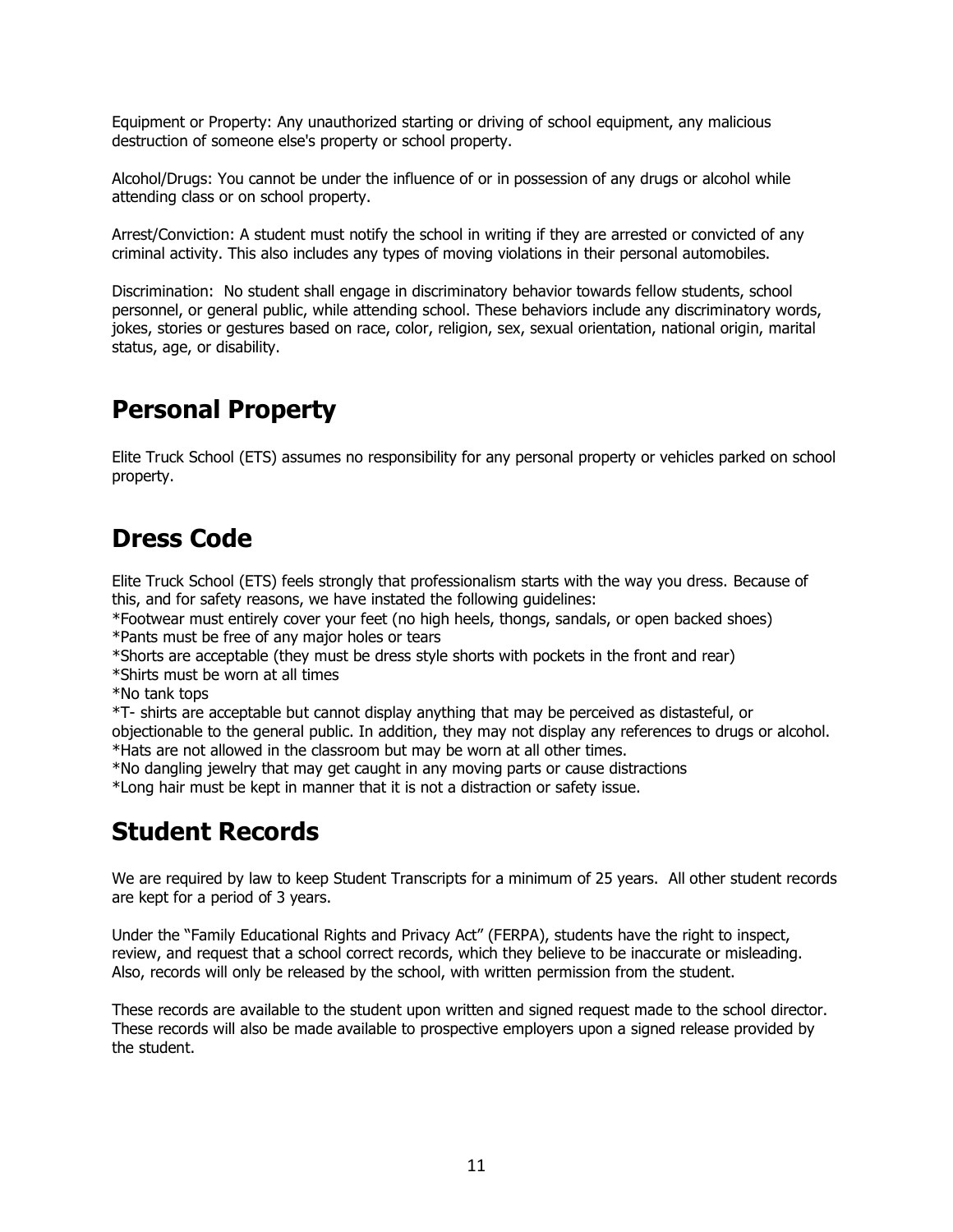Equipment or Property: Any unauthorized starting or driving of school equipment, any malicious destruction of someone else's property or school property.

Alcohol/Drugs: You cannot be under the influence of or in possession of any drugs or alcohol while attending class or on school property.

Arrest/Conviction: A student must notify the school in writing if they are arrested or convicted of any criminal activity. This also includes any types of moving violations in their personal automobiles.

Discrimination: No student shall engage in discriminatory behavior towards fellow students, school personnel, or general public, while attending school. These behaviors include any discriminatory words, jokes, stories or gestures based on race, color, religion, sex, sexual orientation, national origin, marital status, age, or disability.

## Personal Property

Elite Truck School (ETS) assumes no responsibility for any personal property or vehicles parked on school property.

## Dress Code

Elite Truck School (ETS) feels strongly that professionalism starts with the way you dress. Because of this, and for safety reasons, we have instated the following guidelines:
*Footwear must entirely cover your feet (no high heels, thongs, sandals, or open backed shoes)
*Pants must be free of any major holes or tears
*Shorts are acceptable (they must be dress style shorts with pockets in the front and rear)
*Shirts must be worn at all times
*No tank tops
*T- shirts are acceptable but cannot display anything that may be perceived as distasteful, or objectionable to the general public. In addition, they may not display any references to drugs or alcohol.
*Hats are not allowed in the classroom but may be worn at all other times.
*No dangling jewelry that may get caught in any moving parts or cause distractions
*Long hair must be kept in manner that it is not a distraction or safety issue.

## Student Records

We are required by law to keep Student Transcripts for a minimum of 25 years. All other student records are kept for a period of 3 years.

Under the "Family Educational Rights and Privacy Act" (FERPA), students have the right to inspect, review, and request that a school correct records, which they believe to be inaccurate or misleading. Also, records will only be released by the school, with written permission from the student.

These records are available to the student upon written and signed request made to the school director. These records will also be made available to prospective employers upon a signed release provided by the student.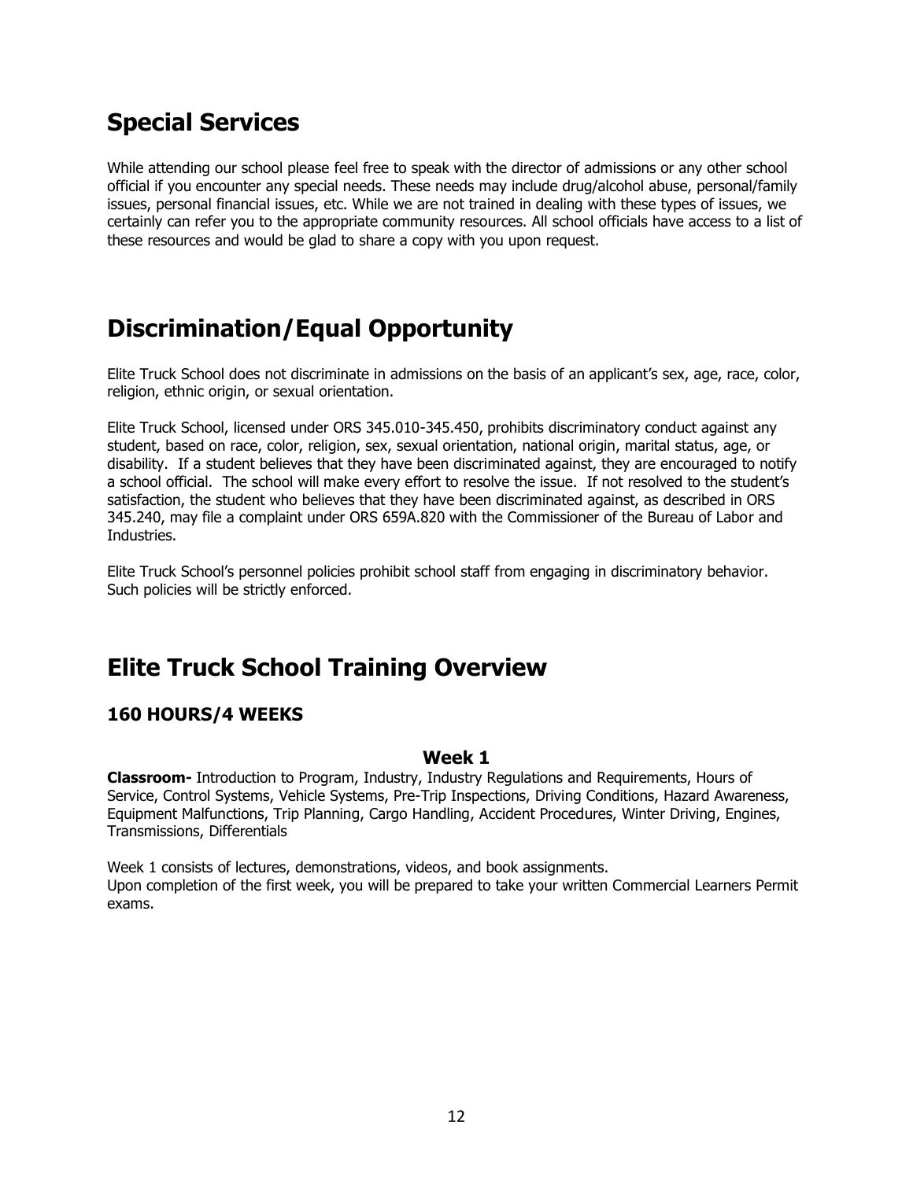## Special Services

While attending our school please feel free to speak with the director of admissions or any other school official if you encounter any special needs. These needs may include drug/alcohol abuse, personal/family issues, personal financial issues, etc. While we are not trained in dealing with these types of issues, we certainly can refer you to the appropriate community resources. All school officials have access to a list of these resources and would be glad to share a copy with you upon request.

## Discrimination/Equal Opportunity

Elite Truck School does not discriminate in admissions on the basis of an applicant's sex, age, race, color, religion, ethnic origin, or sexual orientation.

Elite Truck School, licensed under ORS 345.010-345.450, prohibits discriminatory conduct against any student, based on race, color, religion, sex, sexual orientation, national origin, marital status, age, or disability. If a student believes that they have been discriminated against, they are encouraged to notify a school official. The school will make every effort to resolve the issue. If not resolved to the student's satisfaction, the student who believes that they have been discriminated against, as described in ORS 345.240, may file a complaint under ORS 659A.820 with the Commissioner of the Bureau of Labor and Industries.

Elite Truck School's personnel policies prohibit school staff from engaging in discriminatory behavior. Such policies will be strictly enforced.

## Elite Truck School Training Overview

### 160 HOURS/4 WEEKS

#### Week 1

**Classroom-** Introduction to Program, Industry, Industry Regulations and Requirements, Hours of Service, Control Systems, Vehicle Systems, Pre-Trip Inspections, Driving Conditions, Hazard Awareness, Equipment Malfunctions, Trip Planning, Cargo Handling, Accident Procedures, Winter Driving, Engines, Transmissions, Differentials

Week 1 consists of lectures, demonstrations, videos, and book assignments.
Upon completion of the first week, you will be prepared to take your written Commercial Learners Permit exams.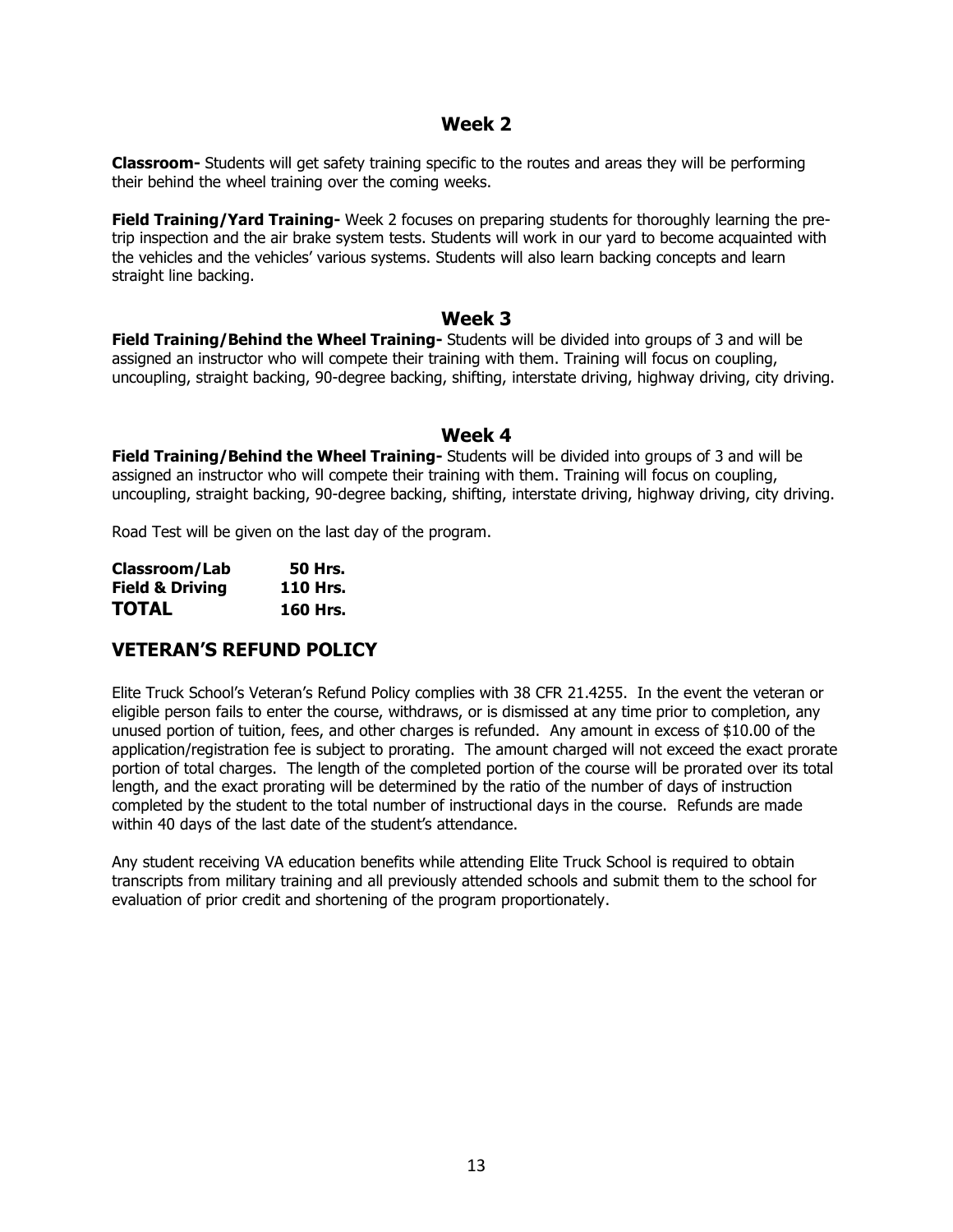## Week 2

**Classroom-** Students will get safety training specific to the routes and areas they will be performing their behind the wheel training over the coming weeks.

**Field Training/Yard Training-** Week 2 focuses on preparing students for thoroughly learning the pre-trip inspection and the air brake system tests. Students will work in our yard to become acquainted with the vehicles and the vehicles' various systems. Students will also learn backing concepts and learn straight line backing.

## Week 3

**Field Training/Behind the Wheel Training-** Students will be divided into groups of 3 and will be assigned an instructor who will compete their training with them. Training will focus on coupling, uncoupling, straight backing, 90-degree backing, shifting, interstate driving, highway driving, city driving.

## Week 4

**Field Training/Behind the Wheel Training-** Students will be divided into groups of 3 and will be assigned an instructor who will compete their training with them. Training will focus on coupling, uncoupling, straight backing, 90-degree backing, shifting, interstate driving, highway driving, city driving.

Road Test will be given on the last day of the program.

| | |
|---|---|
| **Classroom/Lab** | **50 Hrs.** |
| **Field & Driving** | **110 Hrs.** |
| **TOTAL** | **160 Hrs.** |

## VETERAN'S REFUND POLICY

Elite Truck School's Veteran's Refund Policy complies with 38 CFR 21.4255. In the event the veteran or eligible person fails to enter the course, withdraws, or is dismissed at any time prior to completion, any unused portion of tuition, fees, and other charges is refunded. Any amount in excess of $10.00 of the application/registration fee is subject to prorating. The amount charged will not exceed the exact prorate portion of total charges. The length of the completed portion of the course will be prorated over its total length, and the exact prorating will be determined by the ratio of the number of days of instruction completed by the student to the total number of instructional days in the course. Refunds are made within 40 days of the last date of the student's attendance.

Any student receiving VA education benefits while attending Elite Truck School is required to obtain transcripts from military training and all previously attended schools and submit them to the school for evaluation of prior credit and shortening of the program proportionately.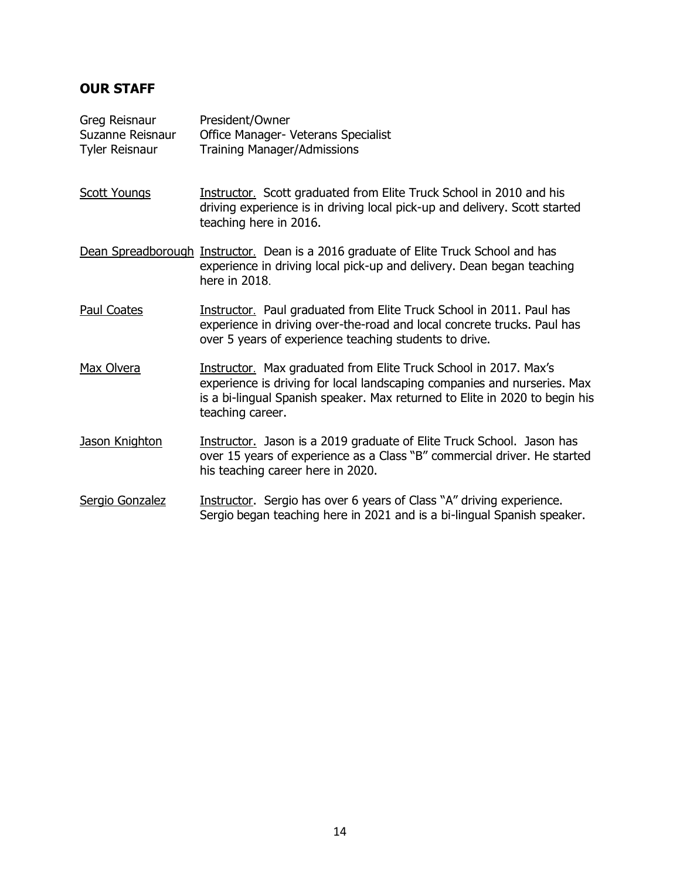## OUR STAFF

| | |
|---|---|
| Greg Reisnaur | President/Owner |
| Suzanne Reisnaur | Office Manager- Veterans Specialist |
| Tyler Reisnaur | Training Manager/Admissions |

<u>Scott Youngs</u> <u>Instructor.</u> Scott graduated from Elite Truck School in 2010 and his driving experience is in driving local pick-up and delivery. Scott started teaching here in 2016.

<u>Dean Spreadborough</u> <u>Instructor.</u> Dean is a 2016 graduate of Elite Truck School and has experience in driving local pick-up and delivery. Dean began teaching here in 2018.

<u>Paul Coates</u> <u>Instructor.</u> Paul graduated from Elite Truck School in 2011. Paul has experience in driving over-the-road and local concrete trucks. Paul has over 5 years of experience teaching students to drive.

<u>Max Olvera</u> <u>Instructor.</u> Max graduated from Elite Truck School in 2017. Max's experience is driving for local landscaping companies and nurseries. Max is a bi-lingual Spanish speaker. Max returned to Elite in 2020 to begin his teaching career.

<u>Jason Knighton</u> <u>Instructor.</u> Jason is a 2019 graduate of Elite Truck School. Jason has over 15 years of experience as a Class "B" commercial driver. He started his teaching career here in 2020.

<u>Sergio Gonzalez</u> <u>Instructor</u>. Sergio has over 6 years of Class "A" driving experience. Sergio began teaching here in 2021 and is a bi-lingual Spanish speaker.